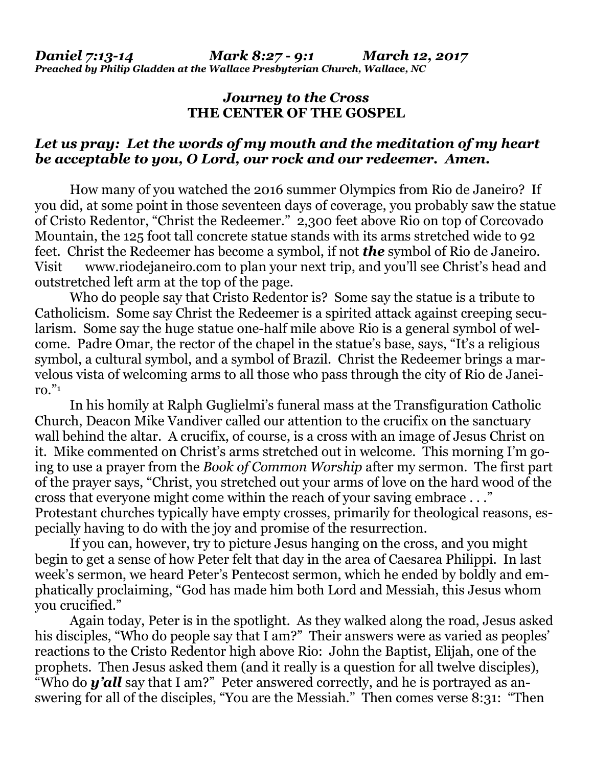***Daniel 7:13-14 Mark 8:27 - 9:1 March 12, 2017***
***Preached by Philip Gladden at the Wallace Presbyterian Church, Wallace, NC***

## *Journey to the Cross*
## **THE CENTER OF THE GOSPEL**

***Let us pray: Let the words of my mouth and the meditation of my heart be acceptable to you, O Lord, our rock and our redeemer. Amen.***

How many of you watched the 2016 summer Olympics from Rio de Janeiro? If you did, at some point in those seventeen days of coverage, you probably saw the statue of Cristo Redentor, "Christ the Redeemer." 2,300 feet above Rio on top of Corcovado Mountain, the 125 foot tall concrete statue stands with its arms stretched wide to 92 feet. Christ the Redeemer has become a symbol, if not ***the*** symbol of Rio de Janeiro. Visit www.riodejaneiro.com to plan your next trip, and you'll see Christ's head and outstretched left arm at the top of the page.

Who do people say that Cristo Redentor is? Some say the statue is a tribute to Catholicism. Some say Christ the Redeemer is a spirited attack against creeping secularism. Some say the huge statue one-half mile above Rio is a general symbol of welcome. Padre Omar, the rector of the chapel in the statue's base, says, "It's a religious symbol, a cultural symbol, and a symbol of Brazil. Christ the Redeemer brings a marvelous vista of welcoming arms to all those who pass through the city of Rio de Janeiro."[1]

In his homily at Ralph Guglielmi's funeral mass at the Transfiguration Catholic Church, Deacon Mike Vandiver called our attention to the crucifix on the sanctuary wall behind the altar. A crucifix, of course, is a cross with an image of Jesus Christ on it. Mike commented on Christ's arms stretched out in welcome. This morning I'm going to use a prayer from the *Book of Common Worship* after my sermon. The first part of the prayer says, "Christ, you stretched out your arms of love on the hard wood of the cross that everyone might come within the reach of your saving embrace . . ." Protestant churches typically have empty crosses, primarily for theological reasons, especially having to do with the joy and promise of the resurrection.

If you can, however, try to picture Jesus hanging on the cross, and you might begin to get a sense of how Peter felt that day in the area of Caesarea Philippi. In last week's sermon, we heard Peter's Pentecost sermon, which he ended by boldly and emphatically proclaiming, "God has made him both Lord and Messiah, this Jesus whom you crucified."

Again today, Peter is in the spotlight. As they walked along the road, Jesus asked his disciples, "Who do people say that I am?" Their answers were as varied as peoples' reactions to the Cristo Redentor high above Rio: John the Baptist, Elijah, one of the prophets. Then Jesus asked them (and it really is a question for all twelve disciples), "Who do ***y'all*** say that I am?" Peter answered correctly, and he is portrayed as answering for all of the disciples, "You are the Messiah." Then comes verse 8:31: "Then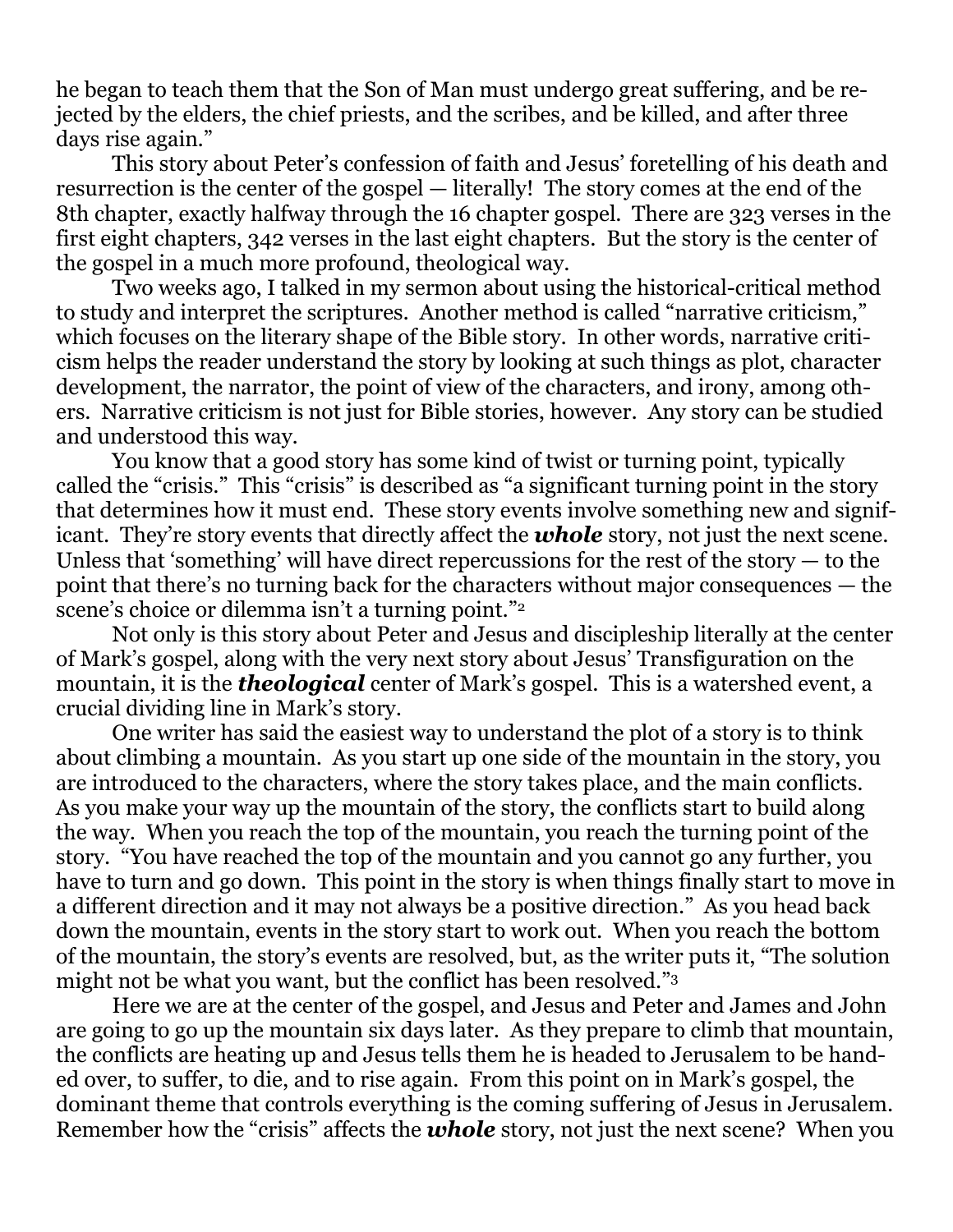he began to teach them that the Son of Man must undergo great suffering, and be rejected by the elders, the chief priests, and the scribes, and be killed, and after three days rise again."

This story about Peter's confession of faith and Jesus' foretelling of his death and resurrection is the center of the gospel — literally! The story comes at the end of the 8th chapter, exactly halfway through the 16 chapter gospel. There are 323 verses in the first eight chapters, 342 verses in the last eight chapters. But the story is the center of the gospel in a much more profound, theological way.

Two weeks ago, I talked in my sermon about using the historical-critical method to study and interpret the scriptures. Another method is called "narrative criticism," which focuses on the literary shape of the Bible story. In other words, narrative criticism helps the reader understand the story by looking at such things as plot, character development, the narrator, the point of view of the characters, and irony, among others. Narrative criticism is not just for Bible stories, however. Any story can be studied and understood this way.

You know that a good story has some kind of twist or turning point, typically called the "crisis." This "crisis" is described as "a significant turning point in the story that determines how it must end. These story events involve something new and significant. They're story events that directly affect the ***whole*** story, not just the next scene. Unless that 'something' will have direct repercussions for the rest of the story — to the point that there's no turning back for the characters without major consequences — the scene's choice or dilemma isn't a turning point."[2]

Not only is this story about Peter and Jesus and discipleship literally at the center of Mark's gospel, along with the very next story about Jesus' Transfiguration on the mountain, it is the ***theological*** center of Mark's gospel. This is a watershed event, a crucial dividing line in Mark's story.

One writer has said the easiest way to understand the plot of a story is to think about climbing a mountain. As you start up one side of the mountain in the story, you are introduced to the characters, where the story takes place, and the main conflicts. As you make your way up the mountain of the story, the conflicts start to build along the way. When you reach the top of the mountain, you reach the turning point of the story. "You have reached the top of the mountain and you cannot go any further, you have to turn and go down. This point in the story is when things finally start to move in a different direction and it may not always be a positive direction." As you head back down the mountain, events in the story start to work out. When you reach the bottom of the mountain, the story's events are resolved, but, as the writer puts it, "The solution might not be what you want, but the conflict has been resolved."[3]

Here we are at the center of the gospel, and Jesus and Peter and James and John are going to go up the mountain six days later. As they prepare to climb that mountain, the conflicts are heating up and Jesus tells them he is headed to Jerusalem to be handed over, to suffer, to die, and to rise again. From this point on in Mark's gospel, the dominant theme that controls everything is the coming suffering of Jesus in Jerusalem. Remember how the "crisis" affects the ***whole*** story, not just the next scene? When you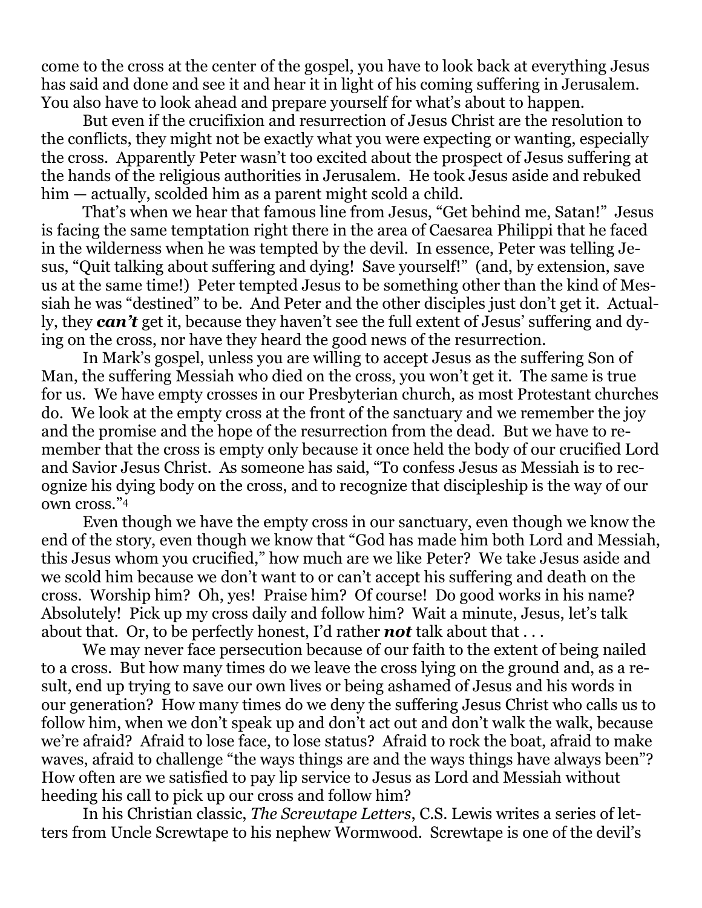come to the cross at the center of the gospel, you have to look back at everything Jesus has said and done and see it and hear it in light of his coming suffering in Jerusalem. You also have to look ahead and prepare yourself for what's about to happen.

But even if the crucifixion and resurrection of Jesus Christ are the resolution to the conflicts, they might not be exactly what you were expecting or wanting, especially the cross. Apparently Peter wasn't too excited about the prospect of Jesus suffering at the hands of the religious authorities in Jerusalem. He took Jesus aside and rebuked him — actually, scolded him as a parent might scold a child.

That's when we hear that famous line from Jesus, "Get behind me, Satan!" Jesus is facing the same temptation right there in the area of Caesarea Philippi that he faced in the wilderness when he was tempted by the devil. In essence, Peter was telling Jesus, "Quit talking about suffering and dying! Save yourself!" (and, by extension, save us at the same time!) Peter tempted Jesus to be something other than the kind of Messiah he was "destined" to be. And Peter and the other disciples just don't get it. Actually, they ***can't*** get it, because they haven't see the full extent of Jesus' suffering and dying on the cross, nor have they heard the good news of the resurrection.

In Mark's gospel, unless you are willing to accept Jesus as the suffering Son of Man, the suffering Messiah who died on the cross, you won't get it. The same is true for us. We have empty crosses in our Presbyterian church, as most Protestant churches do. We look at the empty cross at the front of the sanctuary and we remember the joy and the promise and the hope of the resurrection from the dead. But we have to remember that the cross is empty only because it once held the body of our crucified Lord and Savior Jesus Christ. As someone has said, "To confess Jesus as Messiah is to recognize his dying body on the cross, and to recognize that discipleship is the way of our own cross."[4]

Even though we have the empty cross in our sanctuary, even though we know the end of the story, even though we know that "God has made him both Lord and Messiah, this Jesus whom you crucified," how much are we like Peter? We take Jesus aside and we scold him because we don't want to or can't accept his suffering and death on the cross. Worship him? Oh, yes! Praise him? Of course! Do good works in his name? Absolutely! Pick up my cross daily and follow him? Wait a minute, Jesus, let's talk about that. Or, to be perfectly honest, I'd rather ***not*** talk about that . . .

We may never face persecution because of our faith to the extent of being nailed to a cross. But how many times do we leave the cross lying on the ground and, as a result, end up trying to save our own lives or being ashamed of Jesus and his words in our generation? How many times do we deny the suffering Jesus Christ who calls us to follow him, when we don't speak up and don't act out and don't walk the walk, because we're afraid? Afraid to lose face, to lose status? Afraid to rock the boat, afraid to make waves, afraid to challenge "the ways things are and the ways things have always been"? How often are we satisfied to pay lip service to Jesus as Lord and Messiah without heeding his call to pick up our cross and follow him?

In his Christian classic, *The Screwtape Letters*, C.S. Lewis writes a series of letters from Uncle Screwtape to his nephew Wormwood. Screwtape is one of the devil's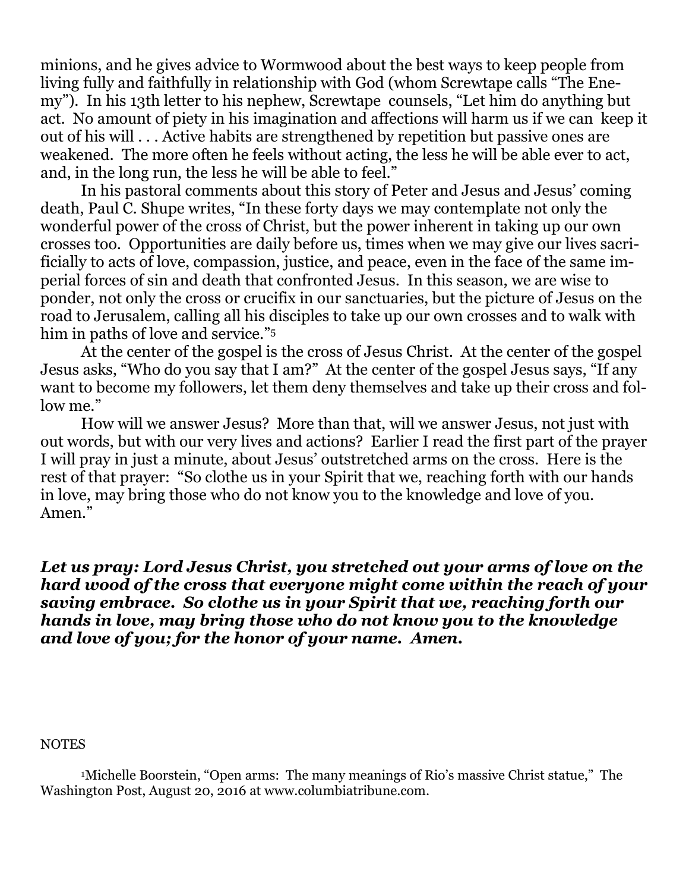minions, and he gives advice to Wormwood about the best ways to keep people from living fully and faithfully in relationship with God (whom Screwtape calls "The Enemy"). In his 13th letter to his nephew, Screwtape counsels, "Let him do anything but act. No amount of piety in his imagination and affections will harm us if we can keep it out of his will . . . Active habits are strengthened by repetition but passive ones are weakened. The more often he feels without acting, the less he will be able ever to act, and, in the long run, the less he will be able to feel."

In his pastoral comments about this story of Peter and Jesus and Jesus' coming death, Paul C. Shupe writes, "In these forty days we may contemplate not only the wonderful power of the cross of Christ, but the power inherent in taking up our own crosses too. Opportunities are daily before us, times when we may give our lives sacrificially to acts of love, compassion, justice, and peace, even in the face of the same imperial forces of sin and death that confronted Jesus. In this season, we are wise to ponder, not only the cross or crucifix in our sanctuaries, but the picture of Jesus on the road to Jerusalem, calling all his disciples to take up our own crosses and to walk with him in paths of love and service."[5]

At the center of the gospel is the cross of Jesus Christ. At the center of the gospel Jesus asks, "Who do you say that I am?" At the center of the gospel Jesus says, "If any want to become my followers, let them deny themselves and take up their cross and follow me."

How will we answer Jesus? More than that, will we answer Jesus, not just with out words, but with our very lives and actions? Earlier I read the first part of the prayer I will pray in just a minute, about Jesus' outstretched arms on the cross. Here is the rest of that prayer: "So clothe us in your Spirit that we, reaching forth with our hands in love, may bring those who do not know you to the knowledge and love of you. Amen."

***Let us pray: Lord Jesus Christ, you stretched out your arms of love on the hard wood of the cross that everyone might come within the reach of your saving embrace. So clothe us in your Spirit that we, reaching forth our hands in love, may bring those who do not know you to the knowledge and love of you; for the honor of your name. Amen.***

NOTES

[1]Michelle Boorstein, "Open arms: The many meanings of Rio's massive Christ statue," The Washington Post, August 20, 2016 at www.columbiatribune.com.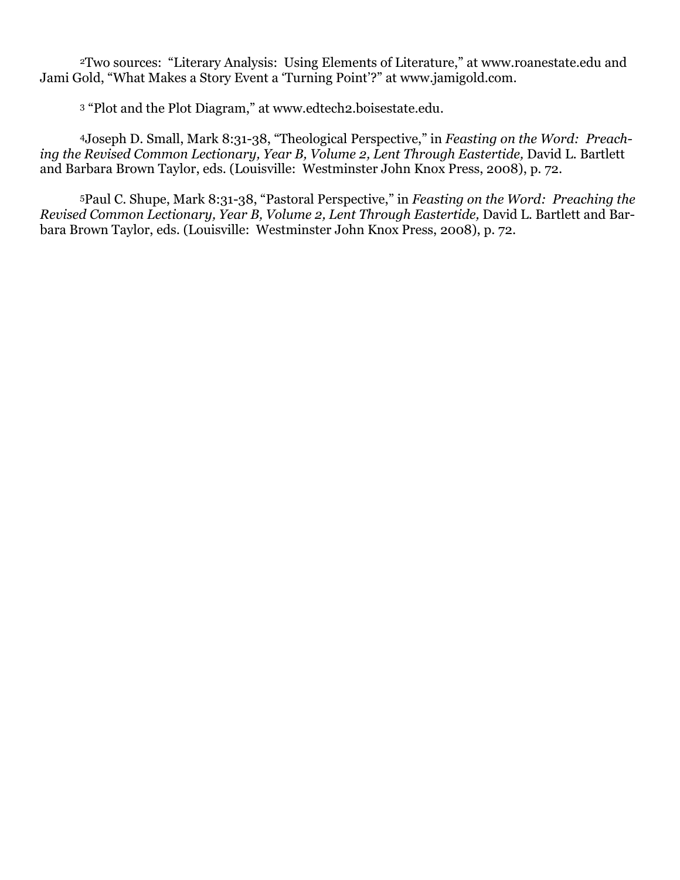[2]Two sources: "Literary Analysis: Using Elements of Literature," at www.roanestate.edu and Jami Gold, "What Makes a Story Event a 'Turning Point'?" at www.jamigold.com.

[3] "Plot and the Plot Diagram," at www.edtech2.boisestate.edu.

[4]Joseph D. Small, Mark 8:31-38, "Theological Perspective," in *Feasting on the Word: Preaching the Revised Common Lectionary, Year B, Volume 2, Lent Through Eastertide,* David L. Bartlett and Barbara Brown Taylor, eds. (Louisville: Westminster John Knox Press, 2008), p. 72.

[5]Paul C. Shupe, Mark 8:31-38, "Pastoral Perspective," in *Feasting on the Word: Preaching the Revised Common Lectionary, Year B, Volume 2, Lent Through Eastertide,* David L. Bartlett and Barbara Brown Taylor, eds. (Louisville: Westminster John Knox Press, 2008), p. 72.